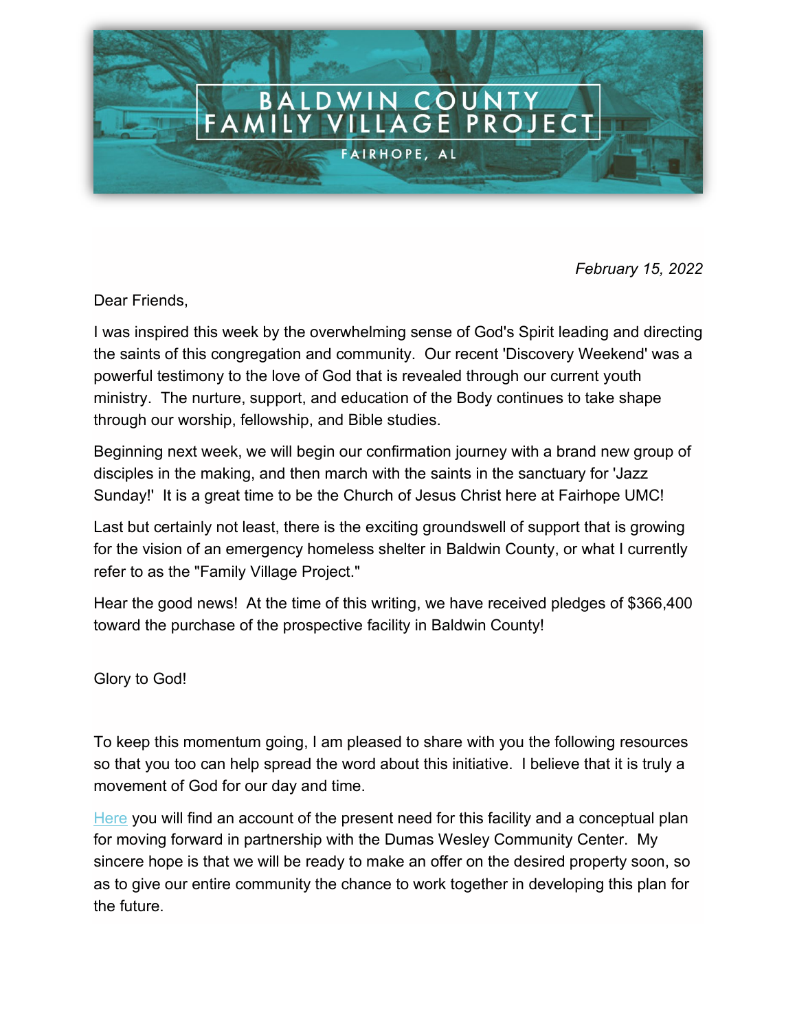# BALDWIN COUNTY FAMILY VILLAGE PROJECT

FAIRHOPE, AL

*February 15, 2022*

Dear Friends,

I was inspired this week by the overwhelming sense of God's Spirit leading and directing the saints of this congregation and community. Our recent 'Discovery Weekend' was a powerful testimony to the love of God that is revealed through our current youth ministry. The nurture, support, and education of the Body continues to take shape through our worship, fellowship, and Bible studies.

Beginning next week, we will begin our confirmation journey with a brand new group of disciples in the making, and then march with the saints in the sanctuary for 'Jazz Sunday!' It is a great time to be the Church of Jesus Christ here at Fairhope UMC!

Last but certainly not least, there is the exciting groundswell of support that is growing for the vision of an emergency homeless shelter in Baldwin County, or what I currently refer to as the "Family Village Project."

Hear the good news! At the time of this writing, we have received pledges of $366,400 toward the purchase of the prospective facility in Baldwin County!

Glory to God!

To keep this momentum going, I am pleased to share with you the following resources so that you too can help spread the word about this initiative. I believe that it is truly a movement of God for our day and time.

Here you will find an account of the present need for this facility and a conceptual plan for moving forward in partnership with the Dumas Wesley Community Center. My sincere hope is that we will be ready to make an offer on the desired property soon, so as to give our entire community the chance to work together in developing this plan for the future.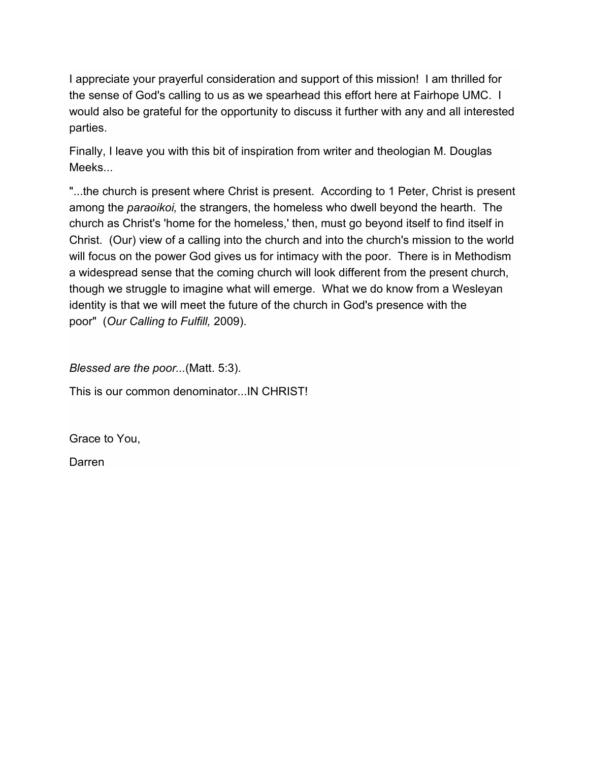I appreciate your prayerful consideration and support of this mission! I am thrilled for the sense of God's calling to us as we spearhead this effort here at Fairhope UMC. I would also be grateful for the opportunity to discuss it further with any and all interested parties.

Finally, I leave you with this bit of inspiration from writer and theologian M. Douglas Meeks...

"...the church is present where Christ is present. According to 1 Peter, Christ is present among the *paraoikoi,* the strangers, the homeless who dwell beyond the hearth. The church as Christ's 'home for the homeless,' then, must go beyond itself to find itself in Christ. (Our) view of a calling into the church and into the church's mission to the world will focus on the power God gives us for intimacy with the poor. There is in Methodism a widespread sense that the coming church will look different from the present church, though we struggle to imagine what will emerge. What we do know from a Wesleyan identity is that we will meet the future of the church in God's presence with the poor" (*Our Calling to Fulfill,* 2009).

*Blessed are the poor...*(Matt. 5:3).

This is our common denominator...IN CHRIST!

Grace to You,

Darren